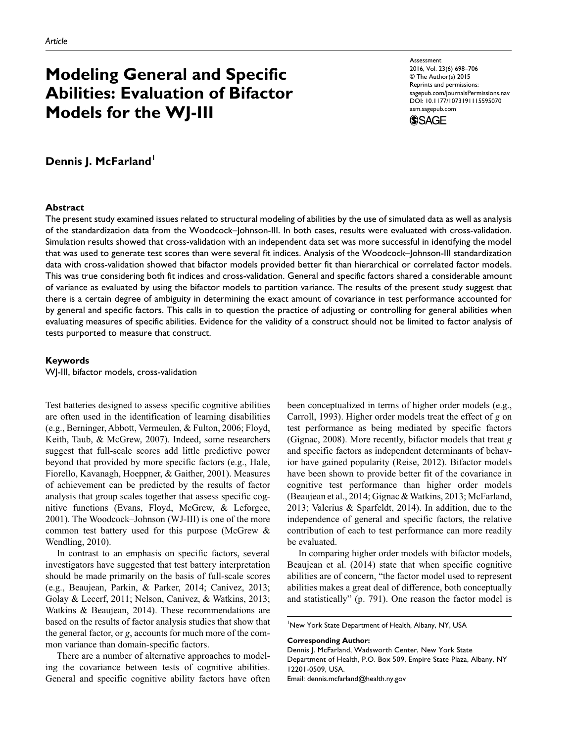Article

# Modeling General and Specific Abilities: Evaluation of Bifactor Models for the WJ-III

Assessment
2016, Vol. 23(6) 698–706
© The Author(s) 2015
Reprints and permissions:
sagepub.com/journalsPermissions.nav
DOI: 10.1177/1073191115595070
asm.sagepub.com

**Dennis J. McFarland**[1]

### Abstract

The present study examined issues related to structural modeling of abilities by the use of simulated data as well as analysis of the standardization data from the Woodcock–Johnson-III. In both cases, results were evaluated with cross-validation. Simulation results showed that cross-validation with an independent data set was more successful in identifying the model that was used to generate test scores than were several fit indices. Analysis of the Woodcock–Johnson-III standardization data with cross-validation showed that bifactor models provided better fit than hierarchical or correlated factor models. This was true considering both fit indices and cross-validation. General and specific factors shared a considerable amount of variance as evaluated by using the bifactor models to partition variance. The results of the present study suggest that there is a certain degree of ambiguity in determining the exact amount of covariance in test performance accounted for by general and specific factors. This calls in to question the practice of adjusting or controlling for general abilities when evaluating measures of specific abilities. Evidence for the validity of a construct should not be limited to factor analysis of tests purported to measure that construct.

### Keywords

WJ-III, bifactor models, cross-validation

Test batteries designed to assess specific cognitive abilities are often used in the identification of learning disabilities (e.g., Berninger, Abbott, Vermeulen, & Fulton, 2006; Floyd, Keith, Taub, & McGrew, 2007). Indeed, some researchers suggest that full-scale scores add little predictive power beyond that provided by more specific factors (e.g., Hale, Fiorello, Kavanagh, Hoeppner, & Gaither, 2001). Measures of achievement can be predicted by the results of factor analysis that group scales together that assess specific cognitive functions (Evans, Floyd, McGrew, & Leforgee, 2001). The Woodcock–Johnson (WJ-III) is one of the more common test battery used for this purpose (McGrew & Wendling, 2010).

In contrast to an emphasis on specific factors, several investigators have suggested that test battery interpretation should be made primarily on the basis of full-scale scores (e.g., Beaujean, Parkin, & Parker, 2014; Canivez, 2013; Golay & Lecerf, 2011; Nelson, Canivez, & Watkins, 2013; Watkins & Beaujean, 2014). These recommendations are based on the results of factor analysis studies that show that the general factor, or *g*, accounts for much more of the common variance than domain-specific factors.

There are a number of alternative approaches to modeling the covariance between tests of cognitive abilities. General and specific cognitive ability factors have often been conceptualized in terms of higher order models (e.g., Carroll, 1993). Higher order models treat the effect of *g* on test performance as being mediated by specific factors (Gignac, 2008). More recently, bifactor models that treat *g* and specific factors as independent determinants of behavior have gained popularity (Reise, 2012). Bifactor models have been shown to provide better fit of the covariance in cognitive test performance than higher order models (Beaujean et al., 2014; Gignac & Watkins, 2013; McFarland, 2013; Valerius & Sparfeldt, 2014). In addition, due to the independence of general and specific factors, the relative contribution of each to test performance can more readily be evaluated.

In comparing higher order models with bifactor models, Beaujean et al. (2014) state that when specific cognitive abilities are of concern, "the factor model used to represent abilities makes a great deal of difference, both conceptually and statistically" (p. 791). One reason the factor model is

[1]New York State Department of Health, Albany, NY, USA

**Corresponding Author:**
Dennis J. McFarland, Wadsworth Center, New York State Department of Health, P.O. Box 509, Empire State Plaza, Albany, NY 12201-0509, USA.
Email: dennis.mcfarland@health.ny.gov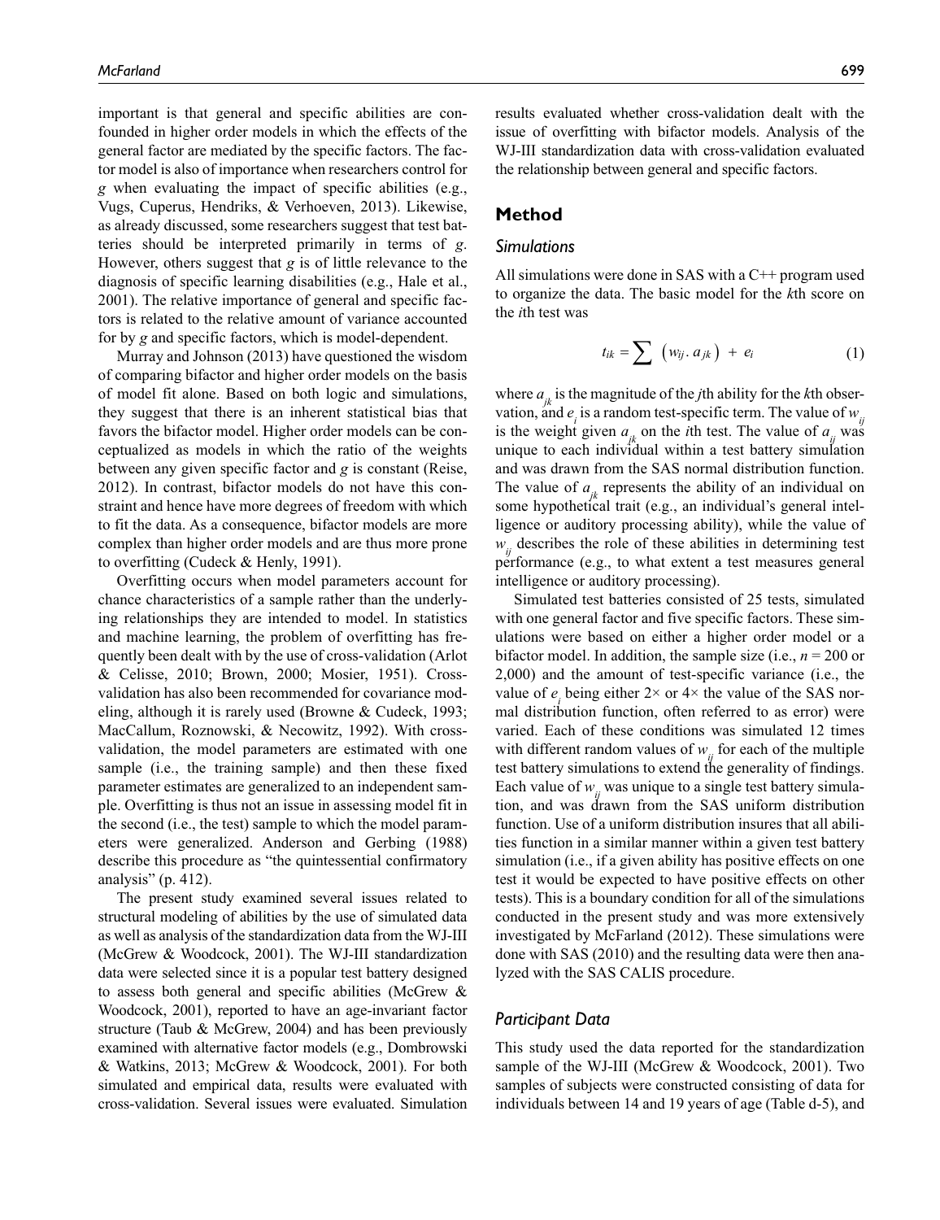important is that general and specific abilities are confounded in higher order models in which the effects of the general factor are mediated by the specific factors. The factor model is also of importance when researchers control for *g* when evaluating the impact of specific abilities (e.g., Vugs, Cuperus, Hendriks, & Verhoeven, 2013). Likewise, as already discussed, some researchers suggest that test batteries should be interpreted primarily in terms of *g*. However, others suggest that *g* is of little relevance to the diagnosis of specific learning disabilities (e.g., Hale et al., 2001). The relative importance of general and specific factors is related to the relative amount of variance accounted for by *g* and specific factors, which is model-dependent.

Murray and Johnson (2013) have questioned the wisdom of comparing bifactor and higher order models on the basis of model fit alone. Based on both logic and simulations, they suggest that there is an inherent statistical bias that favors the bifactor model. Higher order models can be conceptualized as models in which the ratio of the weights between any given specific factor and *g* is constant (Reise, 2012). In contrast, bifactor models do not have this constraint and hence have more degrees of freedom with which to fit the data. As a consequence, bifactor models are more complex than higher order models and are thus more prone to overfitting (Cudeck & Henly, 1991).

Overfitting occurs when model parameters account for chance characteristics of a sample rather than the underlying relationships they are intended to model. In statistics and machine learning, the problem of overfitting has frequently been dealt with by the use of cross-validation (Arlot & Celisse, 2010; Brown, 2000; Mosier, 1951). Cross-validation has also been recommended for covariance modeling, although it is rarely used (Browne & Cudeck, 1993; MacCallum, Roznowski, & Necowitz, 1992). With cross-validation, the model parameters are estimated with one sample (i.e., the training sample) and then these fixed parameter estimates are generalized to an independent sample. Overfitting is thus not an issue in assessing model fit in the second (i.e., the test) sample to which the model parameters were generalized. Anderson and Gerbing (1988) describe this procedure as "the quintessential confirmatory analysis" (p. 412).

The present study examined several issues related to structural modeling of abilities by the use of simulated data as well as analysis of the standardization data from the WJ-III (McGrew & Woodcock, 2001). The WJ-III standardization data were selected since it is a popular test battery designed to assess both general and specific abilities (McGrew & Woodcock, 2001), reported to have an age-invariant factor structure (Taub & McGrew, 2004) and has been previously examined with alternative factor models (e.g., Dombrowski & Watkins, 2013; McGrew & Woodcock, 2001). For both simulated and empirical data, results were evaluated with cross-validation. Several issues were evaluated. Simulation results evaluated whether cross-validation dealt with the issue of overfitting with bifactor models. Analysis of the WJ-III standardization data with cross-validation evaluated the relationship between general and specific factors.

## Method

### Simulations

All simulations were done in SAS with a C++ program used to organize the data. The basic model for the *k*th score on the *i*th test was

$$t_{ik} = \sum \left( w_{ij} . a_{jk} \right) + e_i \tag{1}$$

where $a_{jk}$ is the magnitude of the *j*th ability for the *k*th observation, and $e_i$ is a random test-specific term. The value of $w_{ij}$ is the weight given $a_{jk}$ on the *i*th test. The value of $a_{ij}$ was unique to each individual within a test battery simulation and was drawn from the SAS normal distribution function. The value of $a_{jk}$ represents the ability of an individual on some hypothetical trait (e.g., an individual's general intelligence or auditory processing ability), while the value of $w_{ij}$ describes the role of these abilities in determining test performance (e.g., to what extent a test measures general intelligence or auditory processing).

Simulated test batteries consisted of 25 tests, simulated with one general factor and five specific factors. These simulations were based on either a higher order model or a bifactor model. In addition, the sample size (i.e., $n = 200$ or 2,000) and the amount of test-specific variance (i.e., the value of $e_i$ being either 2× or 4× the value of the SAS normal distribution function, often referred to as error) were varied. Each of these conditions was simulated 12 times with different random values of $w_{ij}$ for each of the multiple test battery simulations to extend the generality of findings. Each value of $w_{ij}$ was unique to a single test battery simulation, and was drawn from the SAS uniform distribution function. Use of a uniform distribution insures that all abilities function in a similar manner within a given test battery simulation (i.e., if a given ability has positive effects on one test it would be expected to have positive effects on other tests). This is a boundary condition for all of the simulations conducted in the present study and was more extensively investigated by McFarland (2012). These simulations were done with SAS (2010) and the resulting data were then analyzed with the SAS CALIS procedure.

### Participant Data

This study used the data reported for the standardization sample of the WJ-III (McGrew & Woodcock, 2001). Two samples of subjects were constructed consisting of data for individuals between 14 and 19 years of age (Table d-5), and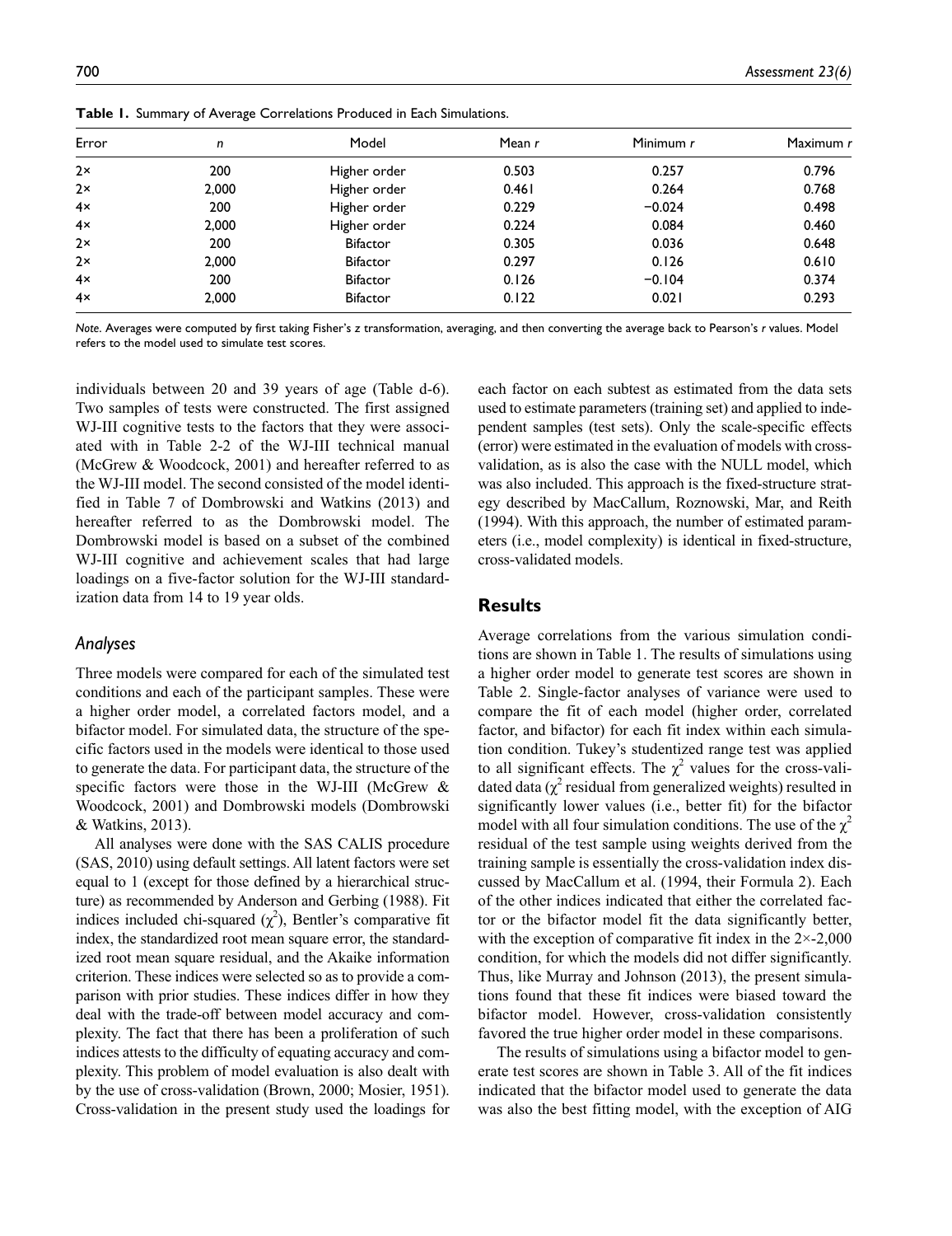**Table 1.** Summary of Average Correlations Produced in Each Simulations.

| Error | $n$ | Model | Mean $r$ | Minimum $r$ | Maximum $r$ |
|---|---|---|---|---|---|
| 2× | 200 | Higher order | 0.503 | 0.257 | 0.796 |
| 2× | 2,000 | Higher order | 0.461 | 0.264 | 0.768 |
| 4× | 200 | Higher order | 0.229 | −0.024 | 0.498 |
| 4× | 2,000 | Higher order | 0.224 | 0.084 | 0.460 |
| 2× | 200 | Bifactor | 0.305 | 0.036 | 0.648 |
| 2× | 2,000 | Bifactor | 0.297 | 0.126 | 0.610 |
| 4× | 200 | Bifactor | 0.126 | −0.104 | 0.374 |
| 4× | 2,000 | Bifactor | 0.122 | 0.021 | 0.293 |

*Note*. Averages were computed by first taking Fisher's z transformation, averaging, and then converting the average back to Pearson's $r$ values. Model refers to the model used to simulate test scores.

individuals between 20 and 39 years of age (Table d-6). Two samples of tests were constructed. The first assigned WJ-III cognitive tests to the factors that they were associated with in Table 2-2 of the WJ-III technical manual (McGrew & Woodcock, 2001) and hereafter referred to as the WJ-III model. The second consisted of the model identified in Table 7 of Dombrowski and Watkins (2013) and hereafter referred to as the Dombrowski model. The Dombrowski model is based on a subset of the combined WJ-III cognitive and achievement scales that had large loadings on a five-factor solution for the WJ-III standardization data from 14 to 19 year olds.

### Analyses

Three models were compared for each of the simulated test conditions and each of the participant samples. These were a higher order model, a correlated factors model, and a bifactor model. For simulated data, the structure of the specific factors used in the models were identical to those used to generate the data. For participant data, the structure of the specific factors were those in the WJ-III (McGrew & Woodcock, 2001) and Dombrowski models (Dombrowski & Watkins, 2013).

All analyses were done with the SAS CALIS procedure (SAS, 2010) using default settings. All latent factors were set equal to 1 (except for those defined by a hierarchical structure) as recommended by Anderson and Gerbing (1988). Fit indices included chi-squared ($\chi^2$), Bentler's comparative fit index, the standardized root mean square error, the standardized root mean square residual, and the Akaike information criterion. These indices were selected so as to provide a comparison with prior studies. These indices differ in how they deal with the trade-off between model accuracy and complexity. The fact that there has been a proliferation of such indices attests to the difficulty of equating accuracy and complexity. This problem of model evaluation is also dealt with by the use of cross-validation (Brown, 2000; Mosier, 1951). Cross-validation in the present study used the loadings for each factor on each subtest as estimated from the data sets used to estimate parameters (training set) and applied to independent samples (test sets). Only the scale-specific effects (error) were estimated in the evaluation of models with cross-validation, as is also the case with the NULL model, which was also included. This approach is the fixed-structure strategy described by MacCallum, Roznowski, Mar, and Reith (1994). With this approach, the number of estimated parameters (i.e., model complexity) is identical in fixed-structure, cross-validated models.

## Results

Average correlations from the various simulation conditions are shown in Table 1. The results of simulations using a higher order model to generate test scores are shown in Table 2. Single-factor analyses of variance were used to compare the fit of each model (higher order, correlated factor, and bifactor) for each fit index within each simulation condition. Tukey's studentized range test was applied to all significant effects. The $\chi^2$ values for the cross-validated data ($\chi^2$ residual from generalized weights) resulted in significantly lower values (i.e., better fit) for the bifactor model with all four simulation conditions. The use of the $\chi^2$ residual of the test sample using weights derived from the training sample is essentially the cross-validation index discussed by MacCallum et al. (1994, their Formula 2). Each of the other indices indicated that either the correlated factor or the bifactor model fit the data significantly better, with the exception of comparative fit index in the 2×-2,000 condition, for which the models did not differ significantly. Thus, like Murray and Johnson (2013), the present simulations found that these fit indices were biased toward the bifactor model. However, cross-validation consistently favored the true higher order model in these comparisons.

The results of simulations using a bifactor model to generate test scores are shown in Table 3. All of the fit indices indicated that the bifactor model used to generate the data was also the best fitting model, with the exception of AIG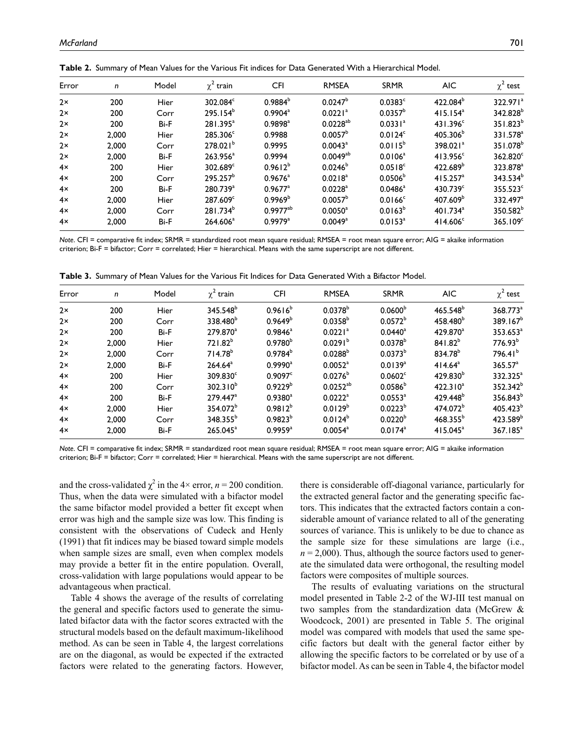**Table 2.** Summary of Mean Values for the Various Fit indices for Data Generated With a Hierarchical Model.

| Error | $n$ | Model | $\chi^2$ train | CFI | RMSEA | SRMR | AIC | $\chi^2$ test |
|---|---|---|---|---|---|---|---|---|
| 2× | 200 | Hier | 302.084[c] | 0.9884[b] | 0.0247[b] | 0.0383[c] | 422.084[b] | 322.971[a] |
| 2× | 200 | Corr | 295.154[b] | 0.9904[a] | 0.0221[a] | 0.0357[b] | 415.154[a] | 342.828[b] |
| 2× | 200 | Bi-F | 281.395[a] | 0.9898[a] | 0.0228[ab] | 0.0331[a] | 431.396[c] | 351.823[b] |
| 2× | 2,000 | Hier | 285.306[c] | 0.9988 | 0.0057[b] | 0.0124[c] | 405.306[b] | 331.578[a] |
| 2× | 2,000 | Corr | 278.021[b] | 0.9995 | 0.0043[a] | 0.0115[b] | 398.021[a] | 351.078[b] |
| 2× | 2,000 | Bi-F | 263.956[a] | 0.9994 | 0.0049[ab] | 0.0106[a] | 413.956[c] | 362.820[c] |
| 4× | 200 | Hier | 302.689[c] | 0.9612[b] | 0.0246[b] | 0.0518[c] | 422.689[b] | 323.878[a] |
| 4× | 200 | Corr | 295.257[b] | 0.9676[a] | 0.0218[a] | 0.0506[b] | 415.257[a] | 343.534[b] |
| 4× | 200 | Bi-F | 280.739[a] | 0.9677[a] | 0.0228[a] | 0.0486[a] | 430.739[c] | 355.523[c] |
| 4× | 2,000 | Hier | 287.609[c] | 0.9969[b] | 0.0057[b] | 0.0166[c] | 407.609[b] | 332.497[a] |
| 4× | 2,000 | Corr | 281.734[b] | 0.9977[ab] | 0.0050[a] | 0.0163[b] | 401.734[a] | 350.582[b] |
| 4× | 2,000 | Bi-F | 264.606[a] | 0.9979[a] | 0.0049[a] | 0.0153[a] | 414.606[c] | 365.109[c] |

*Note*. CFI = comparative fit index; SRMR = standardized root mean square residual; RMSEA = root mean square error; AIG = akaike information criterion; Bi-F = bifactor; Corr = correlated; Hier = hierarchical. Means with the same superscript are not different.

**Table 3.** Summary of Mean Values for the Various Fit Indices for Data Generated With a Bifactor Model.

| Error | $n$ | Model | $\chi^2$ train | CFI | RMSEA | SRMR | AIC | $\chi^2$ test |
|---|---|---|---|---|---|---|---|---|
| 2× | 200 | Hier | 345.548[b] | 0.9616[b] | 0.0378[b] | 0.0600[b] | 465.548[b] | 368.773[a] |
| 2× | 200 | Corr | 338.480[b] | 0.9649[b] | 0.0358[b] | 0.0572[b] | 458.480[b] | 389.167[b] |
| 2× | 200 | Bi-F | 279.870[a] | 0.9846[a] | 0.0221[a] | 0.0440[a] | 429.870[a] | 353.653[a] |
| 2× | 2,000 | Hier | 721.82[b] | 0.9780[b] | 0.0291[b] | 0.0378[b] | 841.82[b] | 776.93[b] |
| 2× | 2,000 | Corr | 714.78[b] | 0.9784[b] | 0.0288[b] | 0.0373[b] | 834.78[b] | 796.41[b] |
| 2× | 2,000 | Bi-F | 264.64[a] | 0.9990[a] | 0.0052[a] | 0.0139[a] | 414.64[a] | 365.57[a] |
| 4× | 200 | Hier | 309.830[c] | 0.9097[c] | 0.0276[b] | 0.0602[c] | 429.830[b] | 332.325[a] |
| 4× | 200 | Corr | 302.310[b] | 0.9229[b] | 0.0252[ab] | 0.0586[b] | 422.310[a] | 352.342[b] |
| 4× | 200 | Bi-F | 279.447[a] | 0.9380[a] | 0.0222[a] | 0.0553[a] | 429.448[b] | 356.843[b] |
| 4× | 2,000 | Hier | 354.072[b] | 0.9812[b] | 0.0129[b] | 0.0223[b] | 474.072[b] | 405.423[b] |
| 4× | 2,000 | Corr | 348.355[b] | 0.9823[b] | 0.0124[b] | 0.0220[b] | 468.355[b] | 423.589[b] |
| 4× | 2,000 | Bi-F | 265.045[a] | 0.9959[a] | 0.0054[a] | 0.0174[a] | 415.045[a] | 367.185[a] |

*Note*. CFI = comparative fit index; SRMR = standardized root mean square residual; RMSEA = root mean square error; AIG = akaike information criterion; Bi-F = bifactor; Corr = correlated; Hier = hierarchical. Means with the same superscript are not different.

and the cross-validated $\chi^2$ in the 4× error, $n = 200$ condition. Thus, when the data were simulated with a bifactor model the same bifactor model provided a better fit except when error was high and the sample size was low. This finding is consistent with the observations of Cudeck and Henly (1991) that fit indices may be biased toward simple models when sample sizes are small, even when complex models may provide a better fit in the entire population. Overall, cross-validation with large populations would appear to be advantageous when practical.

Table 4 shows the average of the results of correlating the general and specific factors used to generate the simulated bifactor data with the factor scores extracted with the structural models based on the default maximum-likelihood method. As can be seen in Table 4, the largest correlations are on the diagonal, as would be expected if the extracted factors were related to the generating factors. However, there is considerable off-diagonal variance, particularly for the extracted general factor and the generating specific factors. This indicates that the extracted factors contain a considerable amount of variance related to all of the generating sources of variance. This is unlikely to be due to chance as the sample size for these simulations are large (i.e., $n = 2{,}000$). Thus, although the source factors used to generate the simulated data were orthogonal, the resulting model factors were composites of multiple sources.

The results of evaluating variations on the structural model presented in Table 2-2 of the WJ-III test manual on two samples from the standardization data (McGrew & Woodcock, 2001) are presented in Table 5. The original model was compared with models that used the same specific factors but dealt with the general factor either by allowing the specific factors to be correlated or by use of a bifactor model. As can be seen in Table 4, the bifactor model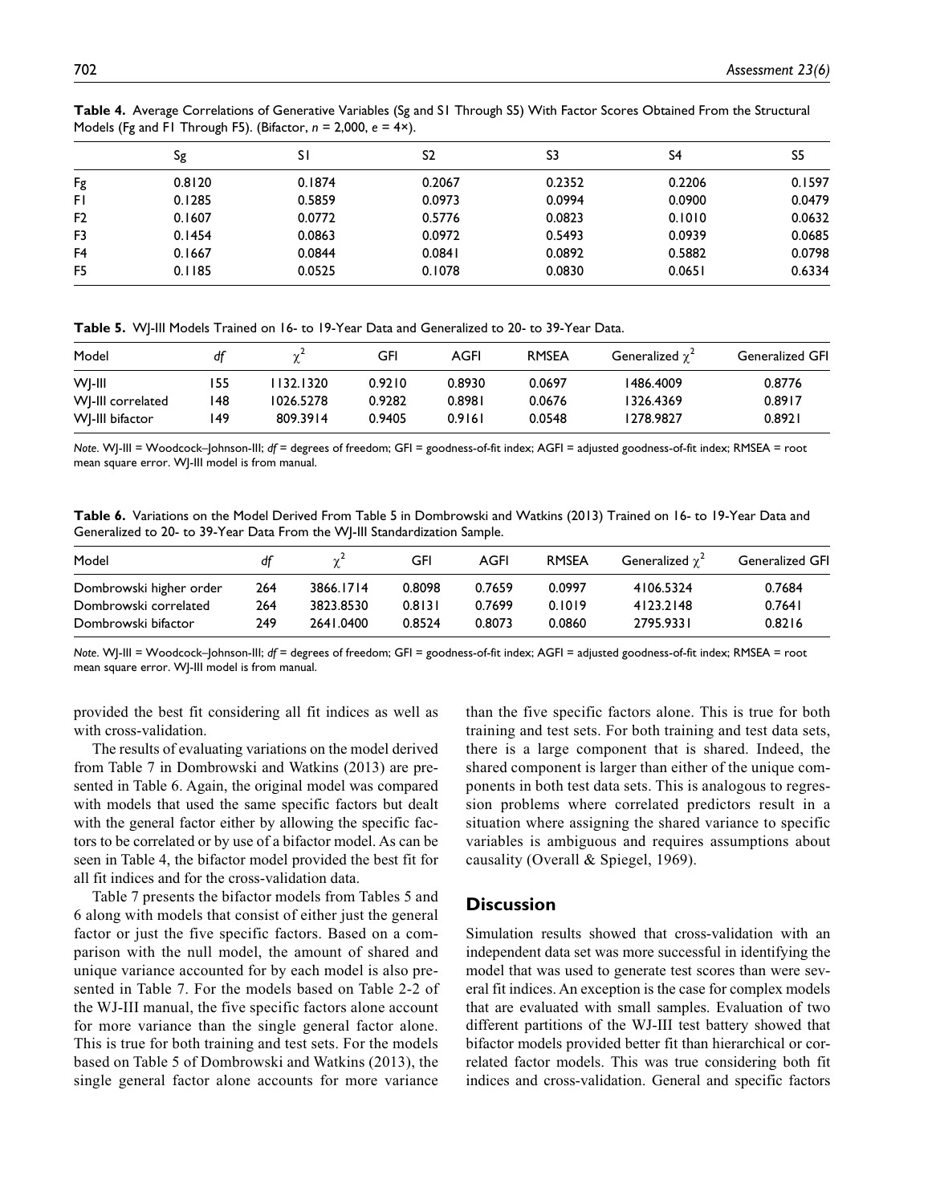**Table 4.** Average Correlations of Generative Variables (Sg and S1 Through S5) With Factor Scores Obtained From the Structural Models (Fg and F1 Through F5). (Bifactor, $n$ = 2,000, $e$ = 4×).

| | Sg | S1 | S2 | S3 | S4 | S5 |
|---|---|---|---|---|---|---|
| Fg | 0.8120 | 0.1874 | 0.2067 | 0.2352 | 0.2206 | 0.1597 |
| F1 | 0.1285 | 0.5859 | 0.0973 | 0.0994 | 0.0900 | 0.0479 |
| F2 | 0.1607 | 0.0772 | 0.5776 | 0.0823 | 0.1010 | 0.0632 |
| F3 | 0.1454 | 0.0863 | 0.0972 | 0.5493 | 0.0939 | 0.0685 |
| F4 | 0.1667 | 0.0844 | 0.0841 | 0.0892 | 0.5882 | 0.0798 |
| F5 | 0.1185 | 0.0525 | 0.1078 | 0.0830 | 0.0651 | 0.6334 |

**Table 5.** WJ-III Models Trained on 16- to 19-Year Data and Generalized to 20- to 39-Year Data.

| Model | $df$ | $\chi^2$ | GFI | AGFI | RMSEA | Generalized $\chi^2$ | Generalized GFI |
|---|---|---|---|---|---|---|---|
| WJ-III | 155 | 1132.1320 | 0.9210 | 0.8930 | 0.0697 | 1486.4009 | 0.8776 |
| WJ-III correlated | 148 | 1026.5278 | 0.9282 | 0.8981 | 0.0676 | 1326.4369 | 0.8917 |
| WJ-III bifactor | 149 | 809.3914 | 0.9405 | 0.9161 | 0.0548 | 1278.9827 | 0.8921 |

*Note.* WJ-III = Woodcock–Johnson-III; *df* = degrees of freedom; GFI = goodness-of-fit index; AGFI = adjusted goodness-of-fit index; RMSEA = root mean square error. WJ-III model is from manual.

**Table 6.** Variations on the Model Derived From Table 5 in Dombrowski and Watkins (2013) Trained on 16- to 19-Year Data and Generalized to 20- to 39-Year Data From the WJ-III Standardization Sample.

| Model | $df$ | $\chi^2$ | GFI | AGFI | RMSEA | Generalized $\chi^2$ | Generalized GFI |
|---|---|---|---|---|---|---|---|
| Dombrowski higher order | 264 | 3866.1714 | 0.8098 | 0.7659 | 0.0997 | 4106.5324 | 0.7684 |
| Dombrowski correlated | 264 | 3823.8530 | 0.8131 | 0.7699 | 0.1019 | 4123.2148 | 0.7641 |
| Dombrowski bifactor | 249 | 2641.0400 | 0.8524 | 0.8073 | 0.0860 | 2795.9331 | 0.8216 |

*Note.* WJ-III = Woodcock–Johnson-III; *df* = degrees of freedom; GFI = goodness-of-fit index; AGFI = adjusted goodness-of-fit index; RMSEA = root mean square error. WJ-III model is from manual.

provided the best fit considering all fit indices as well as with cross-validation.

The results of evaluating variations on the model derived from Table 7 in Dombrowski and Watkins (2013) are presented in Table 6. Again, the original model was compared with models that used the same specific factors but dealt with the general factor either by allowing the specific factors to be correlated or by use of a bifactor model. As can be seen in Table 4, the bifactor model provided the best fit for all fit indices and for the cross-validation data.

Table 7 presents the bifactor models from Tables 5 and 6 along with models that consist of either just the general factor or just the five specific factors. Based on a comparison with the null model, the amount of shared and unique variance accounted for by each model is also presented in Table 7. For the models based on Table 2-2 of the WJ-III manual, the five specific factors alone account for more variance than the single general factor alone. This is true for both training and test sets. For the models based on Table 5 of Dombrowski and Watkins (2013), the single general factor alone accounts for more variance than the five specific factors alone. This is true for both training and test sets. For both training and test data sets, there is a large component that is shared. Indeed, the shared component is larger than either of the unique components in both test data sets. This is analogous to regression problems where correlated predictors result in a situation where assigning the shared variance to specific variables is ambiguous and requires assumptions about causality (Overall & Spiegel, 1969).

## Discussion

Simulation results showed that cross-validation with an independent data set was more successful in identifying the model that was used to generate test scores than were several fit indices. An exception is the case for complex models that are evaluated with small samples. Evaluation of two different partitions of the WJ-III test battery showed that bifactor models provided better fit than hierarchical or correlated factor models. This was true considering both fit indices and cross-validation. General and specific factors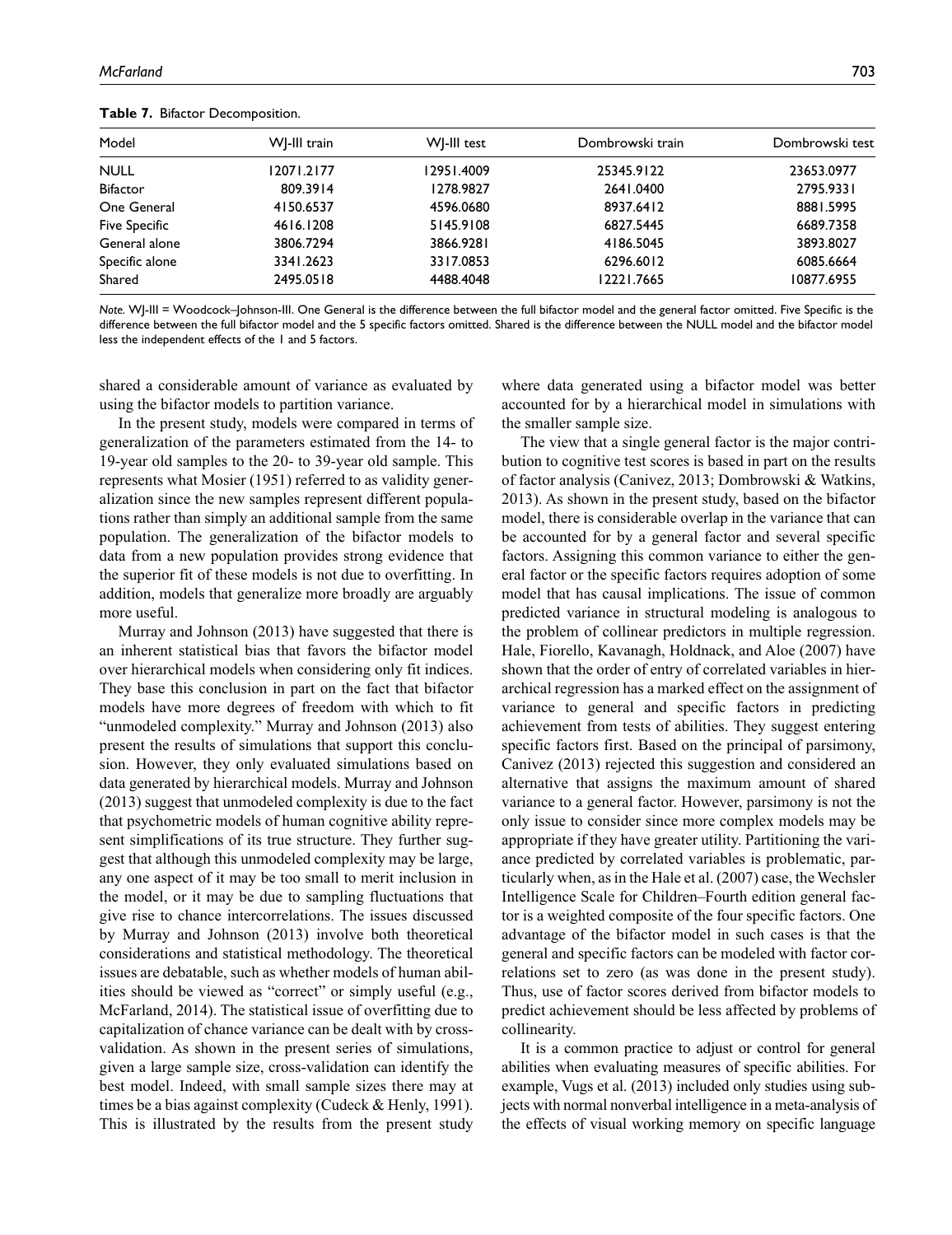**Table 7.** Bifactor Decomposition.

| Model | WJ-III train | WJ-III test | Dombrowski train | Dombrowski test |
|---|---|---|---|---|
| NULL | 12071.2177 | 12951.4009 | 25345.9122 | 23653.0977 |
| Bifactor | 809.3914 | 1278.9827 | 2641.0400 | 2795.9331 |
| One General | 4150.6537 | 4596.0680 | 8937.6412 | 8881.5995 |
| Five Specific | 4616.1208 | 5145.9108 | 6827.5445 | 6689.7358 |
| General alone | 3806.7294 | 3866.9281 | 4186.5045 | 3893.8027 |
| Specific alone | 3341.2623 | 3317.0853 | 6296.6012 | 6085.6664 |
| Shared | 2495.0518 | 4488.4048 | 12221.7665 | 10877.6955 |

*Note.* WJ-III = Woodcock–Johnson-III. One General is the difference between the full bifactor model and the general factor omitted. Five Specific is the difference between the full bifactor model and the 5 specific factors omitted. Shared is the difference between the NULL model and the bifactor model less the independent effects of the 1 and 5 factors.

shared a considerable amount of variance as evaluated by using the bifactor models to partition variance.

In the present study, models were compared in terms of generalization of the parameters estimated from the 14- to 19-year old samples to the 20- to 39-year old sample. This represents what Mosier (1951) referred to as validity generalization since the new samples represent different populations rather than simply an additional sample from the same population. The generalization of the bifactor models to data from a new population provides strong evidence that the superior fit of these models is not due to overfitting. In addition, models that generalize more broadly are arguably more useful.

Murray and Johnson (2013) have suggested that there is an inherent statistical bias that favors the bifactor model over hierarchical models when considering only fit indices. They base this conclusion in part on the fact that bifactor models have more degrees of freedom with which to fit "unmodeled complexity." Murray and Johnson (2013) also present the results of simulations that support this conclusion. However, they only evaluated simulations based on data generated by hierarchical models. Murray and Johnson (2013) suggest that unmodeled complexity is due to the fact that psychometric models of human cognitive ability represent simplifications of its true structure. They further suggest that although this unmodeled complexity may be large, any one aspect of it may be too small to merit inclusion in the model, or it may be due to sampling fluctuations that give rise to chance intercorrelations. The issues discussed by Murray and Johnson (2013) involve both theoretical considerations and statistical methodology. The theoretical issues are debatable, such as whether models of human abilities should be viewed as "correct" or simply useful (e.g., McFarland, 2014). The statistical issue of overfitting due to capitalization of chance variance can be dealt with by cross-validation. As shown in the present series of simulations, given a large sample size, cross-validation can identify the best model. Indeed, with small sample sizes there may at times be a bias against complexity (Cudeck & Henly, 1991). This is illustrated by the results from the present study where data generated using a bifactor model was better accounted for by a hierarchical model in simulations with the smaller sample size.

The view that a single general factor is the major contribution to cognitive test scores is based in part on the results of factor analysis (Canivez, 2013; Dombrowski & Watkins, 2013). As shown in the present study, based on the bifactor model, there is considerable overlap in the variance that can be accounted for by a general factor and several specific factors. Assigning this common variance to either the general factor or the specific factors requires adoption of some model that has causal implications. The issue of common predicted variance in structural modeling is analogous to the problem of collinear predictors in multiple regression. Hale, Fiorello, Kavanagh, Holdnack, and Aloe (2007) have shown that the order of entry of correlated variables in hierarchical regression has a marked effect on the assignment of variance to general and specific factors in predicting achievement from tests of abilities. They suggest entering specific factors first. Based on the principal of parsimony, Canivez (2013) rejected this suggestion and considered an alternative that assigns the maximum amount of shared variance to a general factor. However, parsimony is not the only issue to consider since more complex models may be appropriate if they have greater utility. Partitioning the variance predicted by correlated variables is problematic, particularly when, as in the Hale et al. (2007) case, the Wechsler Intelligence Scale for Children–Fourth edition general factor is a weighted composite of the four specific factors. One advantage of the bifactor model in such cases is that the general and specific factors can be modeled with factor correlations set to zero (as was done in the present study). Thus, use of factor scores derived from bifactor models to predict achievement should be less affected by problems of collinearity.

It is a common practice to adjust or control for general abilities when evaluating measures of specific abilities. For example, Vugs et al. (2013) included only studies using subjects with normal nonverbal intelligence in a meta-analysis of the effects of visual working memory on specific language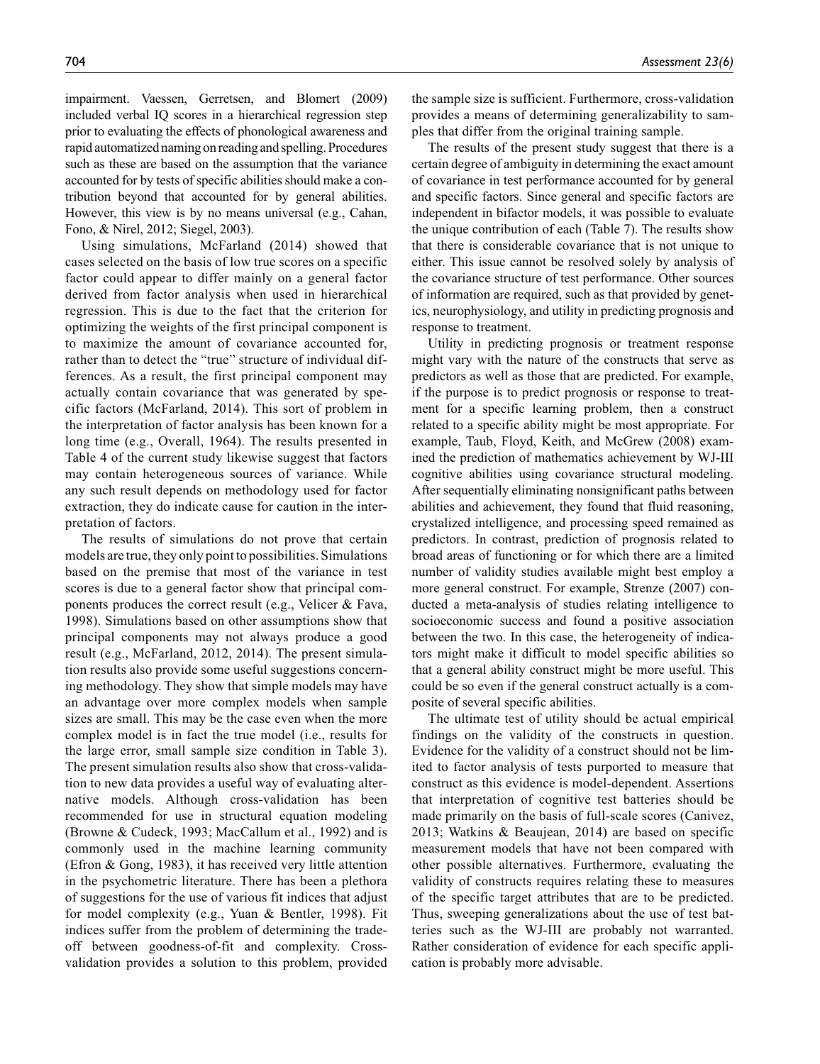impairment. Vaessen, Gerretsen, and Blomert (2009) included verbal IQ scores in a hierarchical regression step prior to evaluating the effects of phonological awareness and rapid automatized naming on reading and spelling. Procedures such as these are based on the assumption that the variance accounted for by tests of specific abilities should make a contribution beyond that accounted for by general abilities. However, this view is by no means universal (e.g., Cahan, Fono, & Nirel, 2012; Siegel, 2003).

Using simulations, McFarland (2014) showed that cases selected on the basis of low true scores on a specific factor could appear to differ mainly on a general factor derived from factor analysis when used in hierarchical regression. This is due to the fact that the criterion for optimizing the weights of the first principal component is to maximize the amount of covariance accounted for, rather than to detect the "true" structure of individual differences. As a result, the first principal component may actually contain covariance that was generated by specific factors (McFarland, 2014). This sort of problem in the interpretation of factor analysis has been known for a long time (e.g., Overall, 1964). The results presented in Table 4 of the current study likewise suggest that factors may contain heterogeneous sources of variance. While any such result depends on methodology used for factor extraction, they do indicate cause for caution in the interpretation of factors.

The results of simulations do not prove that certain models are true, they only point to possibilities. Simulations based on the premise that most of the variance in test scores is due to a general factor show that principal components produces the correct result (e.g., Velicer & Fava, 1998). Simulations based on other assumptions show that principal components may not always produce a good result (e.g., McFarland, 2012, 2014). The present simulation results also provide some useful suggestions concerning methodology. They show that simple models may have an advantage over more complex models when sample sizes are small. This may be the case even when the more complex model is in fact the true model (i.e., results for the large error, small sample size condition in Table 3). The present simulation results also show that cross-validation to new data provides a useful way of evaluating alternative models. Although cross-validation has been recommended for use in structural equation modeling (Browne & Cudeck, 1993; MacCallum et al., 1992) and is commonly used in the machine learning community (Efron & Gong, 1983), it has received very little attention in the psychometric literature. There has been a plethora of suggestions for the use of various fit indices that adjust for model complexity (e.g., Yuan & Bentler, 1998). Fit indices suffer from the problem of determining the trade-off between goodness-of-fit and complexity. Cross-validation provides a solution to this problem, provided the sample size is sufficient. Furthermore, cross-validation provides a means of determining generalizability to samples that differ from the original training sample.

The results of the present study suggest that there is a certain degree of ambiguity in determining the exact amount of covariance in test performance accounted for by general and specific factors. Since general and specific factors are independent in bifactor models, it was possible to evaluate the unique contribution of each (Table 7). The results show that there is considerable covariance that is not unique to either. This issue cannot be resolved solely by analysis of the covariance structure of test performance. Other sources of information are required, such as that provided by genetics, neurophysiology, and utility in predicting prognosis and response to treatment.

Utility in predicting prognosis or treatment response might vary with the nature of the constructs that serve as predictors as well as those that are predicted. For example, if the purpose is to predict prognosis or response to treatment for a specific learning problem, then a construct related to a specific ability might be most appropriate. For example, Taub, Floyd, Keith, and McGrew (2008) examined the prediction of mathematics achievement by WJ-III cognitive abilities using covariance structural modeling. After sequentially eliminating nonsignificant paths between abilities and achievement, they found that fluid reasoning, crystalized intelligence, and processing speed remained as predictors. In contrast, prediction of prognosis related to broad areas of functioning or for which there are a limited number of validity studies available might best employ a more general construct. For example, Strenze (2007) conducted a meta-analysis of studies relating intelligence to socioeconomic success and found a positive association between the two. In this case, the heterogeneity of indicators might make it difficult to model specific abilities so that a general ability construct might be more useful. This could be so even if the general construct actually is a composite of several specific abilities.

The ultimate test of utility should be actual empirical findings on the validity of the constructs in question. Evidence for the validity of a construct should not be limited to factor analysis of tests purported to measure that construct as this evidence is model-dependent. Assertions that interpretation of cognitive test batteries should be made primarily on the basis of full-scale scores (Canivez, 2013; Watkins & Beaujean, 2014) are based on specific measurement models that have not been compared with other possible alternatives. Furthermore, evaluating the validity of constructs requires relating these to measures of the specific target attributes that are to be predicted. Thus, sweeping generalizations about the use of test batteries such as the WJ-III are probably not warranted. Rather consideration of evidence for each specific application is probably more advisable.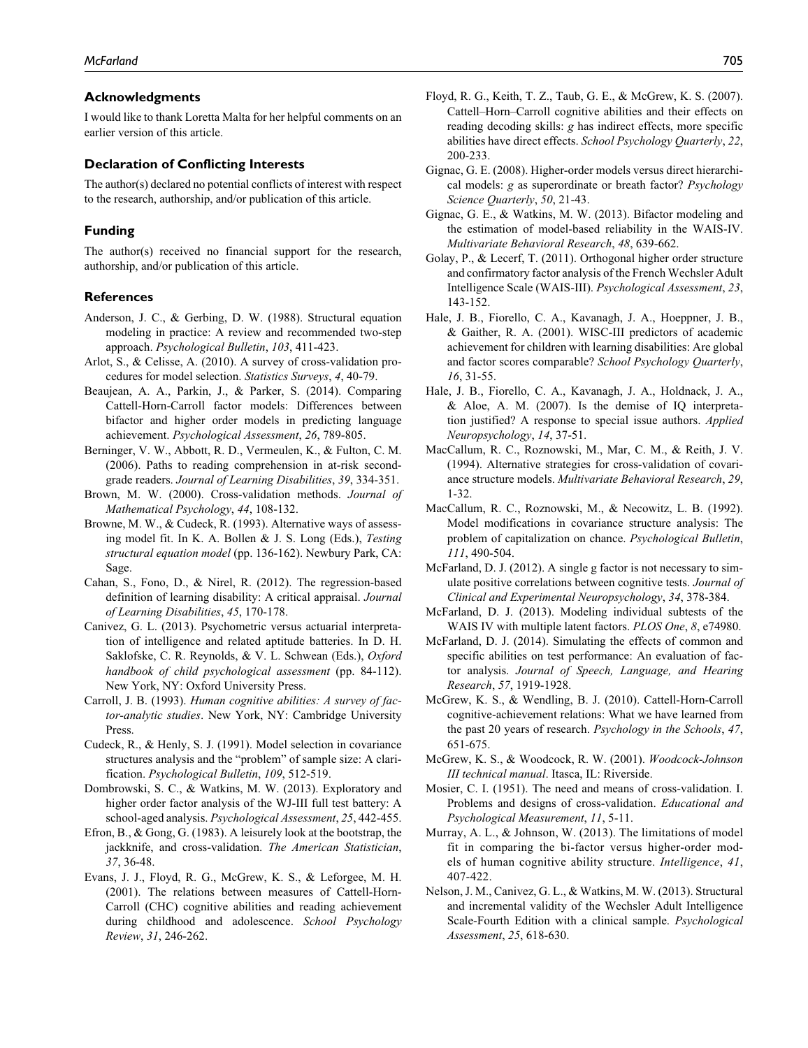## Acknowledgments

I would like to thank Loretta Malta for her helpful comments on an earlier version of this article.

## Declaration of Conflicting Interests

The author(s) declared no potential conflicts of interest with respect to the research, authorship, and/or publication of this article.

## Funding

The author(s) received no financial support for the research, authorship, and/or publication of this article.

## References

Anderson, J. C., & Gerbing, D. W. (1988). Structural equation modeling in practice: A review and recommended two-step approach. *Psychological Bulletin*, *103*, 411-423.

Arlot, S., & Celisse, A. (2010). A survey of cross-validation procedures for model selection. *Statistics Surveys*, *4*, 40-79.

Beaujean, A. A., Parkin, J., & Parker, S. (2014). Comparing Cattell-Horn-Carroll factor models: Differences between bifactor and higher order models in predicting language achievement. *Psychological Assessment*, *26*, 789-805.

Berninger, V. W., Abbott, R. D., Vermeulen, K., & Fulton, C. M. (2006). Paths to reading comprehension in at-risk second-grade readers. *Journal of Learning Disabilities*, *39*, 334-351.

Brown, M. W. (2000). Cross-validation methods. *Journal of Mathematical Psychology*, *44*, 108-132.

Browne, M. W., & Cudeck, R. (1993). Alternative ways of assessing model fit. In K. A. Bollen & J. S. Long (Eds.), *Testing structural equation model* (pp. 136-162). Newbury Park, CA: Sage.

Cahan, S., Fono, D., & Nirel, R. (2012). The regression-based definition of learning disability: A critical appraisal. *Journal of Learning Disabilities*, *45*, 170-178.

Canivez, G. L. (2013). Psychometric versus actuarial interpretation of intelligence and related aptitude batteries. In D. H. Saklofske, C. R. Reynolds, & V. L. Schwean (Eds.), *Oxford handbook of child psychological assessment* (pp. 84-112). New York, NY: Oxford University Press.

Carroll, J. B. (1993). *Human cognitive abilities: A survey of factor-analytic studies*. New York, NY: Cambridge University Press.

Cudeck, R., & Henly, S. J. (1991). Model selection in covariance structures analysis and the "problem" of sample size: A clarification. *Psychological Bulletin*, *109*, 512-519.

Dombrowski, S. C., & Watkins, M. W. (2013). Exploratory and higher order factor analysis of the WJ-III full test battery: A school-aged analysis. *Psychological Assessment*, *25*, 442-455.

Efron, B., & Gong, G. (1983). A leisurely look at the bootstrap, the jackknife, and cross-validation. *The American Statistician*, *37*, 36-48.

Evans, J. J., Floyd, R. G., McGrew, K. S., & Leforgee, M. H. (2001). The relations between measures of Cattell-Horn-Carroll (CHC) cognitive abilities and reading achievement during childhood and adolescence. *School Psychology Review*, *31*, 246-262.

Floyd, R. G., Keith, T. Z., Taub, G. E., & McGrew, K. S. (2007). Cattell–Horn–Carroll cognitive abilities and their effects on reading decoding skills: *g* has indirect effects, more specific abilities have direct effects. *School Psychology Quarterly*, *22*, 200-233.

Gignac, G. E. (2008). Higher-order models versus direct hierarchical models: *g* as superordinate or breath factor? *Psychology Science Quarterly*, *50*, 21-43.

Gignac, G. E., & Watkins, M. W. (2013). Bifactor modeling and the estimation of model-based reliability in the WAIS-IV. *Multivariate Behavioral Research*, *48*, 639-662.

Golay, P., & Lecerf, T. (2011). Orthogonal higher order structure and confirmatory factor analysis of the French Wechsler Adult Intelligence Scale (WAIS-III). *Psychological Assessment*, *23*, 143-152.

Hale, J. B., Fiorello, C. A., Kavanagh, J. A., Hoeppner, J. B., & Gaither, R. A. (2001). WISC-III predictors of academic achievement for children with learning disabilities: Are global and factor scores comparable? *School Psychology Quarterly*, *16*, 31-55.

Hale, J. B., Fiorello, C. A., Kavanagh, J. A., Holdnack, J. A., & Aloe, A. M. (2007). Is the demise of IQ interpretation justified? A response to special issue authors. *Applied Neuropsychology*, *14*, 37-51.

MacCallum, R. C., Roznowski, M., Mar, C. M., & Reith, J. V. (1994). Alternative strategies for cross-validation of covariance structure models. *Multivariate Behavioral Research*, *29*, 1-32.

MacCallum, R. C., Roznowski, M., & Necowitz, L. B. (1992). Model modifications in covariance structure analysis: The problem of capitalization on chance. *Psychological Bulletin*, *111*, 490-504.

McFarland, D. J. (2012). A single g factor is not necessary to simulate positive correlations between cognitive tests. *Journal of Clinical and Experimental Neuropsychology*, *34*, 378-384.

McFarland, D. J. (2013). Modeling individual subtests of the WAIS IV with multiple latent factors. *PLOS One*, *8*, e74980.

McFarland, D. J. (2014). Simulating the effects of common and specific abilities on test performance: An evaluation of factor analysis. *Journal of Speech, Language, and Hearing Research*, *57*, 1919-1928.

McGrew, K. S., & Wendling, B. J. (2010). Cattell-Horn-Carroll cognitive-achievement relations: What we have learned from the past 20 years of research. *Psychology in the Schools*, *47*, 651-675.

McGrew, K. S., & Woodcock, R. W. (2001). *Woodcock-Johnson III technical manual*. Itasca, IL: Riverside.

Mosier, C. I. (1951). The need and means of cross-validation. I. Problems and designs of cross-validation. *Educational and Psychological Measurement*, *11*, 5-11.

Murray, A. L., & Johnson, W. (2013). The limitations of model fit in comparing the bi-factor versus higher-order models of human cognitive ability structure. *Intelligence*, *41*, 407-422.

Nelson, J. M., Canivez, G. L., & Watkins, M. W. (2013). Structural and incremental validity of the Wechsler Adult Intelligence Scale-Fourth Edition with a clinical sample. *Psychological Assessment*, *25*, 618-630.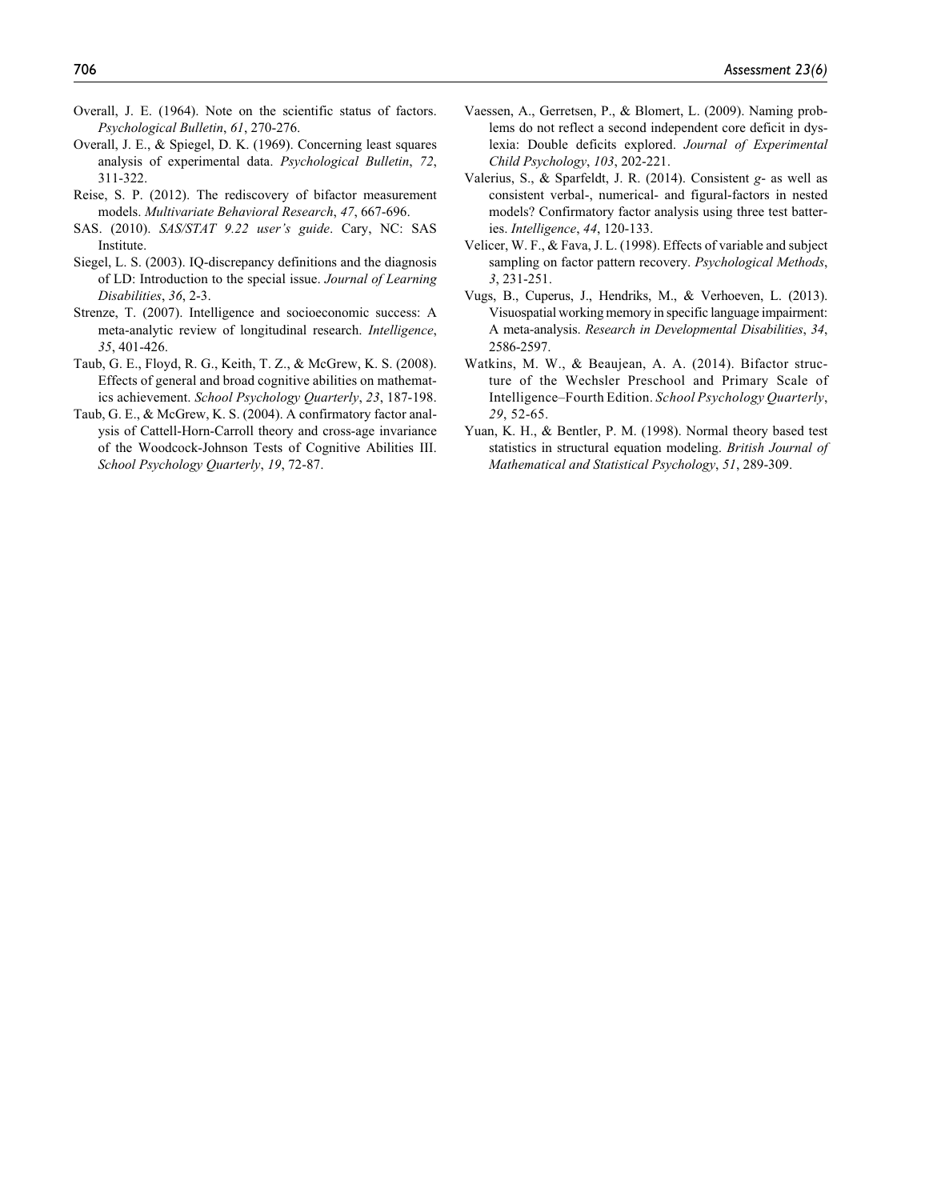Overall, J. E. (1964). Note on the scientific status of factors. *Psychological Bulletin*, *61*, 270-276.

Overall, J. E., & Spiegel, D. K. (1969). Concerning least squares analysis of experimental data. *Psychological Bulletin*, *72*, 311-322.

Reise, S. P. (2012). The rediscovery of bifactor measurement models. *Multivariate Behavioral Research*, *47*, 667-696.

SAS. (2010). *SAS/STAT 9.22 user's guide*. Cary, NC: SAS Institute.

Siegel, L. S. (2003). IQ-discrepancy definitions and the diagnosis of LD: Introduction to the special issue. *Journal of Learning Disabilities*, *36*, 2-3.

Strenze, T. (2007). Intelligence and socioeconomic success: A meta-analytic review of longitudinal research. *Intelligence*, *35*, 401-426.

Taub, G. E., Floyd, R. G., Keith, T. Z., & McGrew, K. S. (2008). Effects of general and broad cognitive abilities on mathematics achievement. *School Psychology Quarterly*, *23*, 187-198.

Taub, G. E., & McGrew, K. S. (2004). A confirmatory factor analysis of Cattell-Horn-Carroll theory and cross-age invariance of the Woodcock-Johnson Tests of Cognitive Abilities III. *School Psychology Quarterly*, *19*, 72-87.

Vaessen, A., Gerretsen, P., & Blomert, L. (2009). Naming problems do not reflect a second independent core deficit in dyslexia: Double deficits explored. *Journal of Experimental Child Psychology*, *103*, 202-221.

Valerius, S., & Sparfeldt, J. R. (2014). Consistent *g*- as well as consistent verbal-, numerical- and figural-factors in nested models? Confirmatory factor analysis using three test batteries. *Intelligence*, *44*, 120-133.

Velicer, W. F., & Fava, J. L. (1998). Effects of variable and subject sampling on factor pattern recovery. *Psychological Methods*, *3*, 231-251.

Vugs, B., Cuperus, J., Hendriks, M., & Verhoeven, L. (2013). Visuospatial working memory in specific language impairment: A meta-analysis. *Research in Developmental Disabilities*, *34*, 2586-2597.

Watkins, M. W., & Beaujean, A. A. (2014). Bifactor structure of the Wechsler Preschool and Primary Scale of Intelligence–Fourth Edition. *School Psychology Quarterly*, *29*, 52-65.

Yuan, K. H., & Bentler, P. M. (1998). Normal theory based test statistics in structural equation modeling. *British Journal of Mathematical and Statistical Psychology*, *51*, 289-309.